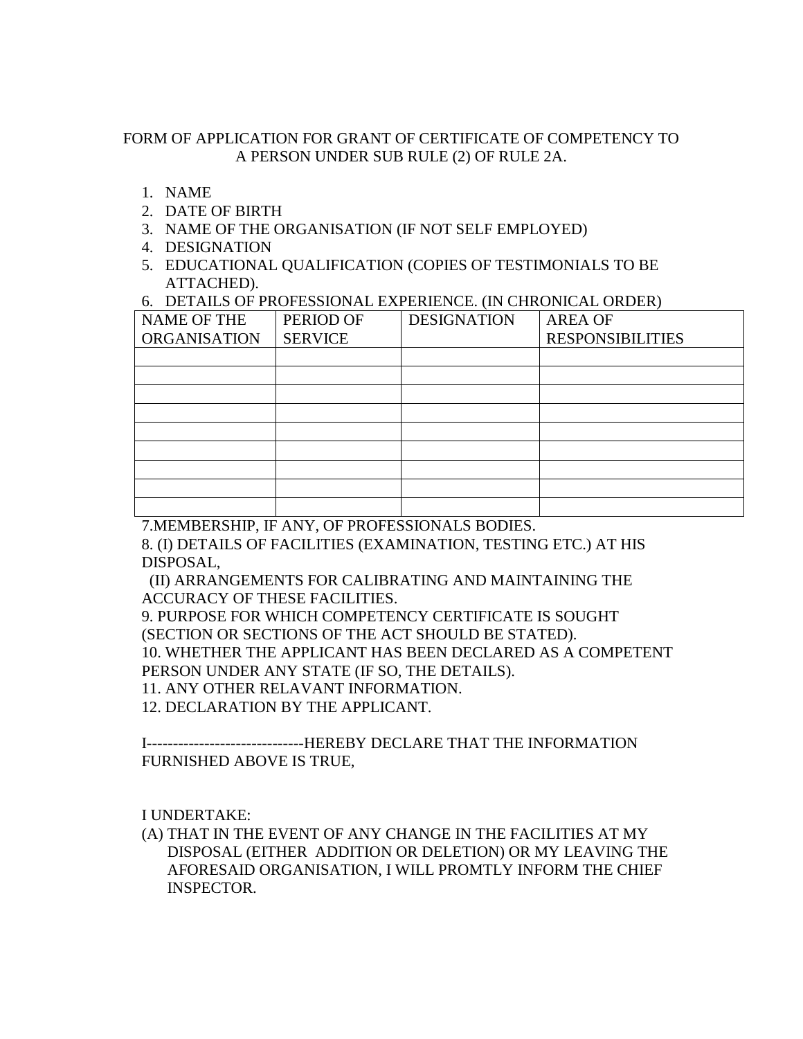FORM OF APPLICATION FOR GRANT OF CERTIFICATE OF COMPETENCY TO A PERSON UNDER SUB RULE (2) OF RULE 2A.

1. NAME
2. DATE OF BIRTH
3. NAME OF THE ORGANISATION (IF NOT SELF EMPLOYED)
4. DESIGNATION
5. EDUCATIONAL QUALIFICATION (COPIES OF TESTIMONIALS TO BE ATTACHED).
6. DETAILS OF PROFESSIONAL EXPERIENCE. (IN CHRONICAL ORDER)

| NAME OF THE ORGANISATION | PERIOD OF SERVICE | DESIGNATION | AREA OF RESPONSIBILITIES |
| --- | --- | --- | --- |
| | | | |
| | | | |
| | | | |
| | | | |
| | | | |
| | | | |
| | | | |
| | | | |
| | | | |

7.MEMBERSHIP, IF ANY, OF PROFESSIONALS BODIES.

8. (I) DETAILS OF FACILITIES (EXAMINATION, TESTING ETC.) AT HIS DISPOSAL,

(II) ARRANGEMENTS FOR CALIBRATING AND MAINTAINING THE ACCURACY OF THESE FACILITIES.

9. PURPOSE FOR WHICH COMPETENCY CERTIFICATE IS SOUGHT (SECTION OR SECTIONS OF THE ACT SHOULD BE STATED).

10. WHETHER THE APPLICANT HAS BEEN DECLARED AS A COMPETENT PERSON UNDER ANY STATE (IF SO, THE DETAILS).

11. ANY OTHER RELAVANT INFORMATION.

12. DECLARATION BY THE APPLICANT.

I------------------------------HEREBY DECLARE THAT THE INFORMATION FURNISHED ABOVE IS TRUE,

I UNDERTAKE:

(A) THAT IN THE EVENT OF ANY CHANGE IN THE FACILITIES AT MY DISPOSAL (EITHER ADDITION OR DELETION) OR MY LEAVING THE AFORESAID ORGANISATION, I WILL PROMTLY INFORM THE CHIEF INSPECTOR.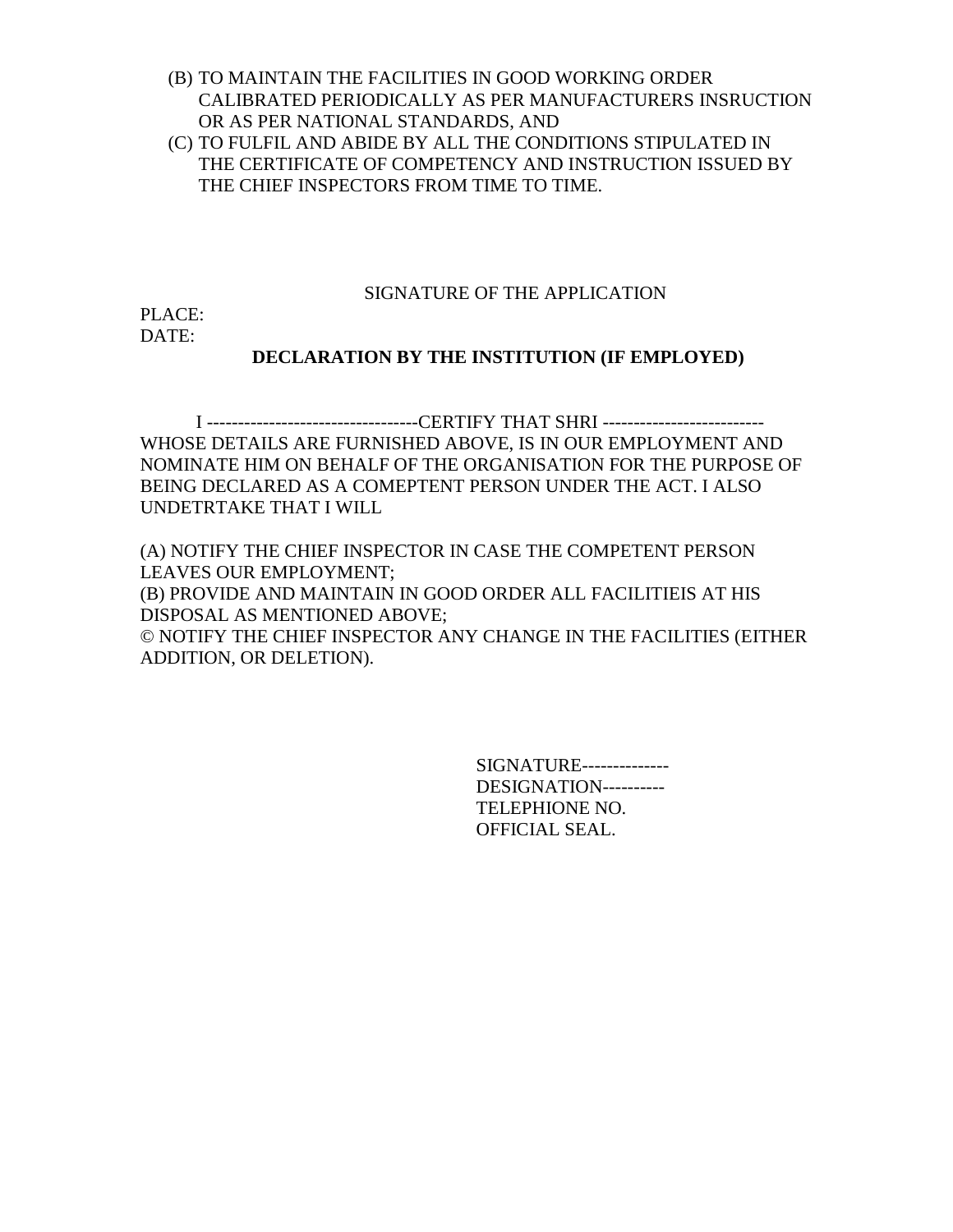(B) TO MAINTAIN THE FACILITIES IN GOOD WORKING ORDER CALIBRATED PERIODICALLY AS PER MANUFACTURERS INSRUCTION OR AS PER NATIONAL STANDARDS, AND

(C) TO FULFIL AND ABIDE BY ALL THE CONDITIONS STIPULATED IN THE CERTIFICATE OF COMPETENCY AND INSTRUCTION ISSUED BY THE CHIEF INSPECTORS FROM TIME TO TIME.

SIGNATURE OF THE APPLICATION

PLACE:
DATE:

**DECLARATION BY THE INSTITUTION (IF EMPLOYED)**

I ----------------------------------CERTIFY THAT SHRI -------------------------- WHOSE DETAILS ARE FURNISHED ABOVE, IS IN OUR EMPLOYMENT AND NOMINATE HIM ON BEHALF OF THE ORGANISATION FOR THE PURPOSE OF BEING DECLARED AS A COMEPTENT PERSON UNDER THE ACT. I ALSO UNDETRTAKE THAT I WILL

(A) NOTIFY THE CHIEF INSPECTOR IN CASE THE COMPETENT PERSON LEAVES OUR EMPLOYMENT;
(B) PROVIDE AND MAINTAIN IN GOOD ORDER ALL FACILITIEIS AT HIS DISPOSAL AS MENTIONED ABOVE;
© NOTIFY THE CHIEF INSPECTOR ANY CHANGE IN THE FACILITIES (EITHER ADDITION, OR DELETION).

SIGNATURE--------------
DESIGNATION----------
TELEPHIONE NO.
OFFICIAL SEAL.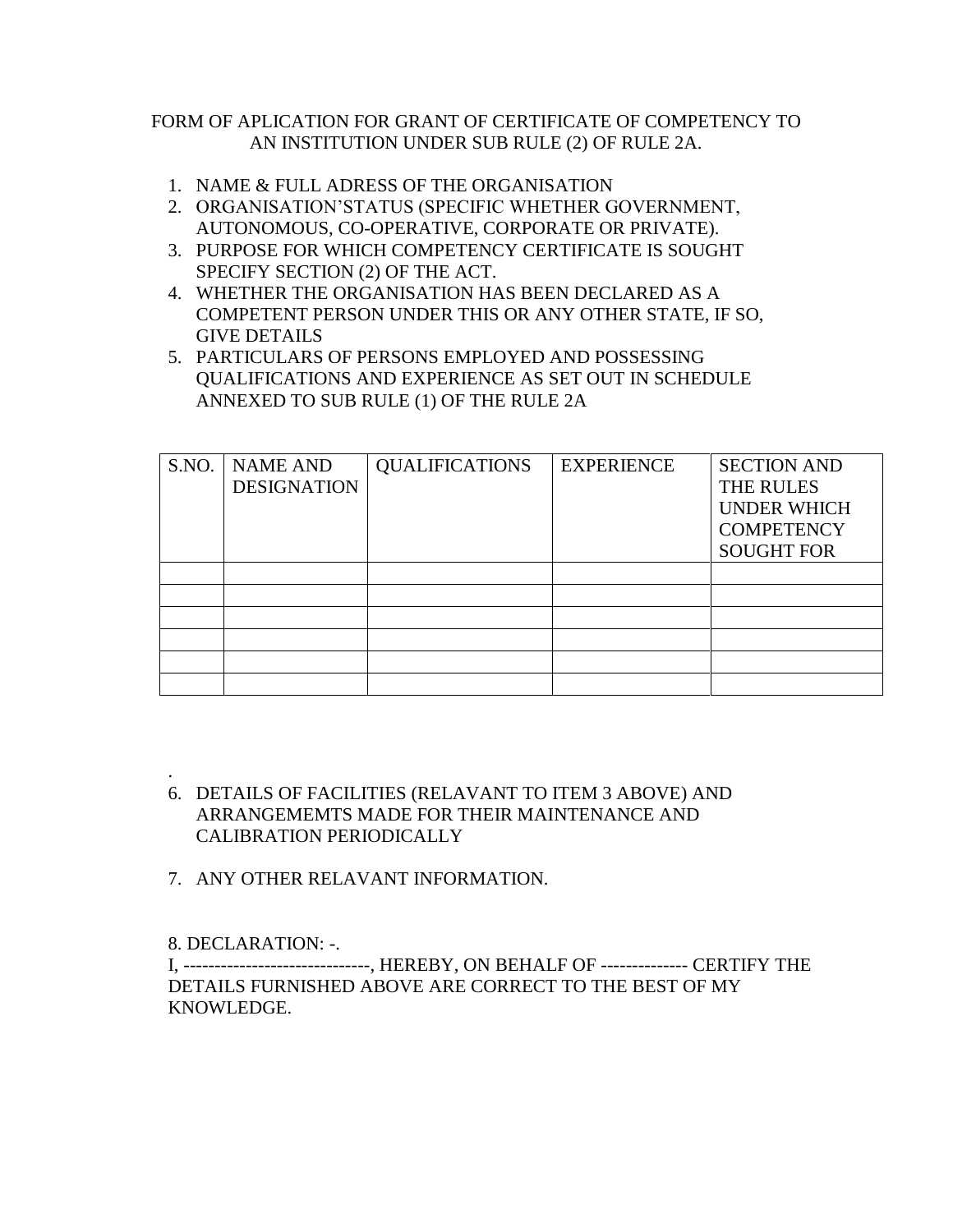FORM OF APLICATION FOR GRANT OF CERTIFICATE OF COMPETENCY TO AN INSTITUTION UNDER SUB RULE (2) OF RULE 2A.

1. NAME & FULL ADRESS OF THE ORGANISATION
2. ORGANISATION'STATUS (SPECIFIC WHETHER GOVERNMENT, AUTONOMOUS, CO-OPERATIVE, CORPORATE OR PRIVATE).
3. PURPOSE FOR WHICH COMPETENCY CERTIFICATE IS SOUGHT SPECIFY SECTION (2) OF THE ACT.
4. WHETHER THE ORGANISATION HAS BEEN DECLARED AS A COMPETENT PERSON UNDER THIS OR ANY OTHER STATE, IF SO, GIVE DETAILS
5. PARTICULARS OF PERSONS EMPLOYED AND POSSESSING QUALIFICATIONS AND EXPERIENCE AS SET OUT IN SCHEDULE ANNEXED TO SUB RULE (1) OF THE RULE 2A

| S.NO. | NAME AND DESIGNATION | QUALIFICATIONS | EXPERIENCE | SECTION AND THE RULES UNDER WHICH COMPETENCY SOUGHT FOR |
|---|---|---|---|---|
| | | | | |
| | | | | |
| | | | | |
| | | | | |
| | | | | |
| | | | | |

.

6. DETAILS OF FACILITIES (RELAVANT TO ITEM 3 ABOVE) AND ARRANGEMEMTS MADE FOR THEIR MAINTENANCE AND CALIBRATION PERIODICALLY

7. ANY OTHER RELAVANT INFORMATION.

8. DECLARATION: -.

I, ------------------------------, HEREBY, ON BEHALF OF -------------- CERTIFY THE DETAILS FURNISHED ABOVE ARE CORRECT TO THE BEST OF MY KNOWLEDGE.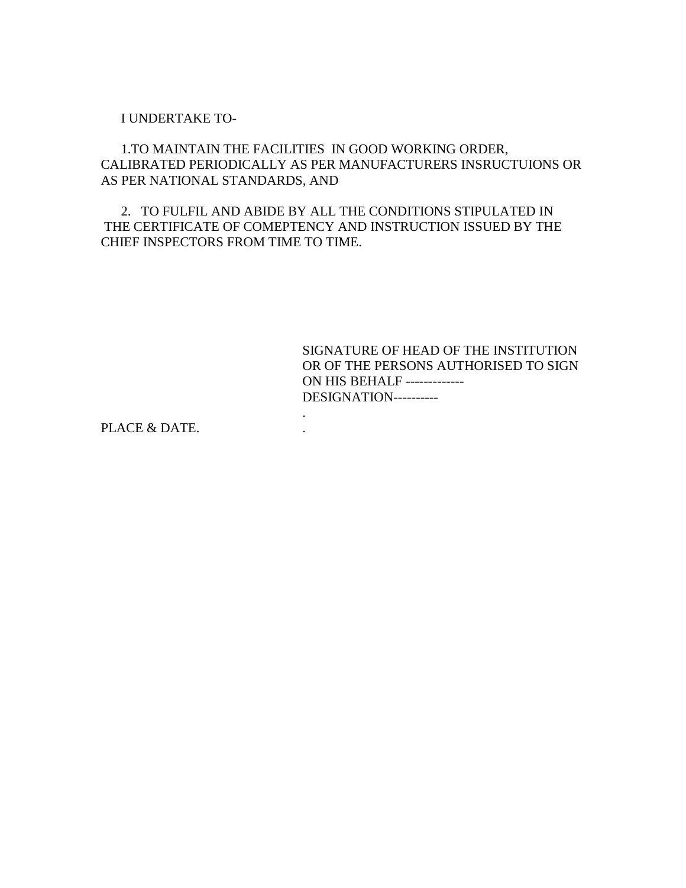I UNDERTAKE TO-

1.TO MAINTAIN THE FACILITIES IN GOOD WORKING ORDER, CALIBRATED PERIODICALLY AS PER MANUFACTURERS INSRUCTUIONS OR AS PER NATIONAL STANDARDS, AND

2. TO FULFIL AND ABIDE BY ALL THE CONDITIONS STIPULATED IN THE CERTIFICATE OF COMEPTENCY AND INSTRUCTION ISSUED BY THE CHIEF INSPECTORS FROM TIME TO TIME.

SIGNATURE OF HEAD OF THE INSTITUTION OR OF THE PERSONS AUTHORISED TO SIGN ON HIS BEHALF -------------
DESIGNATION----------
.

PLACE & DATE. .